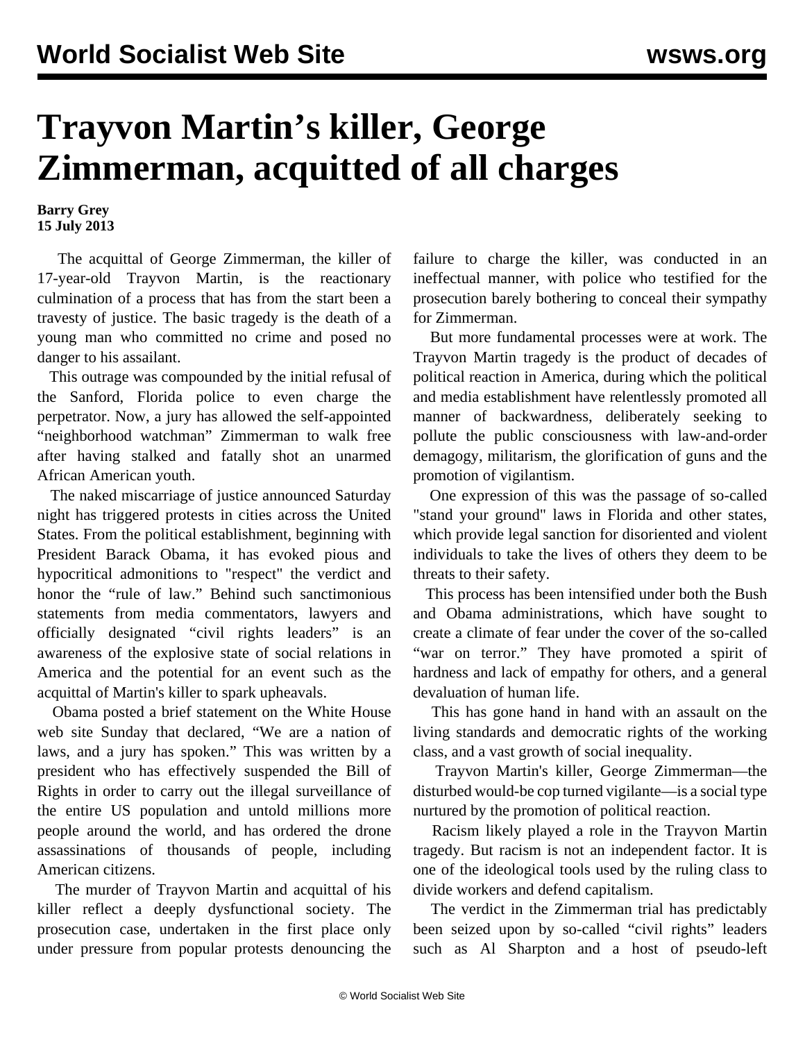# Trayvon Martin's killer, George Zimmerman, acquitted of all charges

**Barry Grey**
**15 July 2013**

The acquittal of George Zimmerman, the killer of 17-year-old Trayvon Martin, is the reactionary culmination of a process that has from the start been a travesty of justice. The basic tragedy is the death of a young man who committed no crime and posed no danger to his assailant.

This outrage was compounded by the initial refusal of the Sanford, Florida police to even charge the perpetrator. Now, a jury has allowed the self-appointed "neighborhood watchman" Zimmerman to walk free after having stalked and fatally shot an unarmed African American youth.

The naked miscarriage of justice announced Saturday night has triggered protests in cities across the United States. From the political establishment, beginning with President Barack Obama, it has evoked pious and hypocritical admonitions to "respect" the verdict and honor the "rule of law." Behind such sanctimonious statements from media commentators, lawyers and officially designated "civil rights leaders" is an awareness of the explosive state of social relations in America and the potential for an event such as the acquittal of Martin's killer to spark upheavals.

Obama posted a brief statement on the White House web site Sunday that declared, "We are a nation of laws, and a jury has spoken." This was written by a president who has effectively suspended the Bill of Rights in order to carry out the illegal surveillance of the entire US population and untold millions more people around the world, and has ordered the drone assassinations of thousands of people, including American citizens.

The murder of Trayvon Martin and acquittal of his killer reflect a deeply dysfunctional society. The prosecution case, undertaken in the first place only under pressure from popular protests denouncing the failure to charge the killer, was conducted in an ineffectual manner, with police who testified for the prosecution barely bothering to conceal their sympathy for Zimmerman.

But more fundamental processes were at work. The Trayvon Martin tragedy is the product of decades of political reaction in America, during which the political and media establishment have relentlessly promoted all manner of backwardness, deliberately seeking to pollute the public consciousness with law-and-order demagogy, militarism, the glorification of guns and the promotion of vigilantism.

One expression of this was the passage of so-called "stand your ground" laws in Florida and other states, which provide legal sanction for disoriented and violent individuals to take the lives of others they deem to be threats to their safety.

This process has been intensified under both the Bush and Obama administrations, which have sought to create a climate of fear under the cover of the so-called "war on terror." They have promoted a spirit of hardness and lack of empathy for others, and a general devaluation of human life.

This has gone hand in hand with an assault on the living standards and democratic rights of the working class, and a vast growth of social inequality.

Trayvon Martin's killer, George Zimmerman—the disturbed would-be cop turned vigilante—is a social type nurtured by the promotion of political reaction.

Racism likely played a role in the Trayvon Martin tragedy. But racism is not an independent factor. It is one of the ideological tools used by the ruling class to divide workers and defend capitalism.

The verdict in the Zimmerman trial has predictably been seized upon by so-called "civil rights" leaders such as Al Sharpton and a host of pseudo-left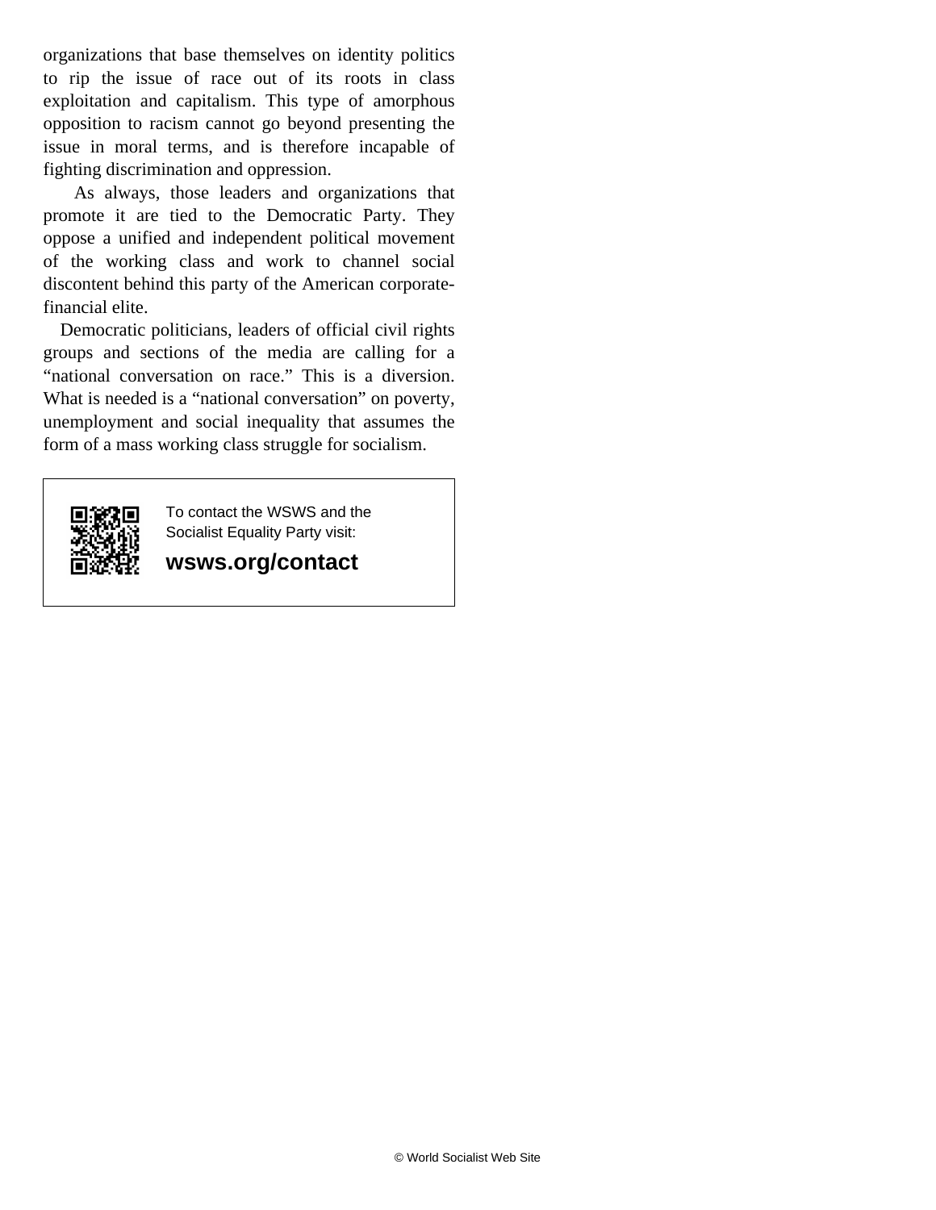organizations that base themselves on identity politics to rip the issue of race out of its roots in class exploitation and capitalism. This type of amorphous opposition to racism cannot go beyond presenting the issue in moral terms, and is therefore incapable of fighting discrimination and oppression.

As always, those leaders and organizations that promote it are tied to the Democratic Party. They oppose a unified and independent political movement of the working class and work to channel social discontent behind this party of the American corporate-financial elite.

Democratic politicians, leaders of official civil rights groups and sections of the media are calling for a "national conversation on race." This is a diversion. What is needed is a "national conversation" on poverty, unemployment and social inequality that assumes the form of a mass working class struggle for socialism.

To contact the WSWS and the Socialist Equality Party visit:

**wsws.org/contact**

© World Socialist Web Site